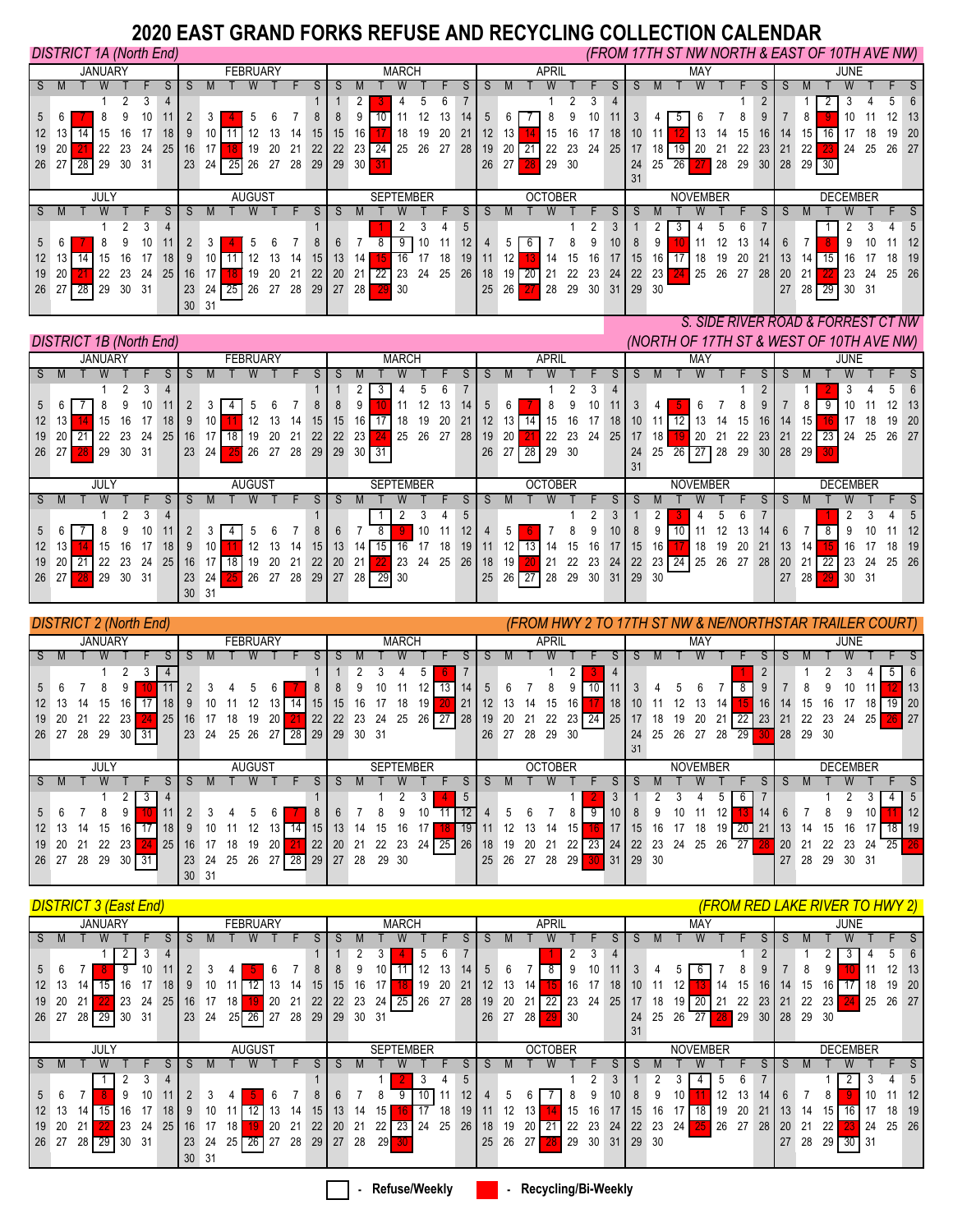# 2020 EAST GRAND FORKS REFUSE AND RECYCLING COLLECTION CALENDAR

Legend: **Refuse/Weekly** (boxed dates) · **Recycling/Bi-Weekly** (red dates)

## DISTRICT 1A (North End)

*(FROM 17TH ST NW NORTH & EAST OF 10TH AVE NW)*

| Month | Refuse/Weekly | Recycling/Bi-Weekly |
|---|---|---|
| January | 14, 28 | 7, 21 |
| February | 11, 25 | 4, 18 |
| March | 10, 24 | 3, 17, 31 |
| April | 7, 21 | 14, 28 |
| May | 5, 19 | 12, 27 |
| June | 2, 16, 30 | 9, 23 |
| July | 14, 28 | 7, 21 |
| August | 11, 25 | 4, 18 |
| September | 9, 22 | 1, 15, 29 |
| October | 6, 20 | 13, 27 |
| November | 3, 17 | 10, 24 |
| December | 1, 15, 29 | 8, 22 |

## DISTRICT 1B (North End)

*S. SIDE RIVER ROAD & FORREST CT NW (NORTH OF 17TH ST & WEST OF 10TH AVE NW)*

| Month | Refuse/Weekly | Recycling/Bi-Weekly |
|---|---|---|
| January | 7, 21 | 14, 28 |
| February | 4, 18 | 11, 25 |
| March | 3, 17, 31 | 10, 24 |
| April | 14, 28 | 7, 21 |
| May | 12, 27 | 5, 19 |
| June | 9, 23 | 2, 16, 30 |
| July | 7, 21 | 14, 28 |
| August | 4, 18 | 11, 25 |
| September | 1, 15, 29 | 9, 22 |
| October | 13, 27 | 6, 20 |
| November | 10, 24 | 3, 17 |
| December | 2, 8, 22 | 15, 29 |

## DISTRICT 2 (North End)

*(FROM HWY 2 TO 17TH ST NW & NE/NORTHSTAR TRAILER COURT)*

| Month | Refuse/Weekly | Recycling/Bi-Weekly |
|---|---|---|
| January | 3, 17, 31 | 10, 24 |
| February | 14, 28 | 7, 21 |
| March | 13, 27 | 6, 20 |
| April | 10, 24 | 3, 17 |
| May | 8, 22 | 1, 15, 30 |
| June | 5, 19 | 12, 26 |
| July | 3, 17, 31 | 10, 24 |
| August | 14, 28 | 7, 21 |
| September | 12, 25 | 4, 18 |
| October | 9, 23 | 2, 16, 30 |
| November | 6, 20 | 13, 28 |
| December | 4, 18 | 11, 26 |

## DISTRICT 3 (East End)

*(FROM RED LAKE RIVER TO HWY 2)*

| Month | Refuse/Weekly | Recycling/Bi-Weekly |
|---|---|---|
| January | 2, 15, 29 | 8, 22 |
| February | 12, 26 | 5, 19 |
| March | 11, 25 | 4, 18 |
| April | 8, 22 | 1, 15, 29 |
| May | 6, 20 | 13, 28 |
| June | 3, 17 | 10, 24 |
| July | 1, 15, 29 | 8, 22 |
| August | 12, 26 | 5, 19 |
| September | 10, 23 | 2, 16, 30 |
| October | 7, 21 | 14, 28 |
| November | 4, 18 | 11, 25 |
| December | 2, 16, 30 | 9, 23 |

☐ - Refuse/Weekly ■ - Recycling/Bi-Weekly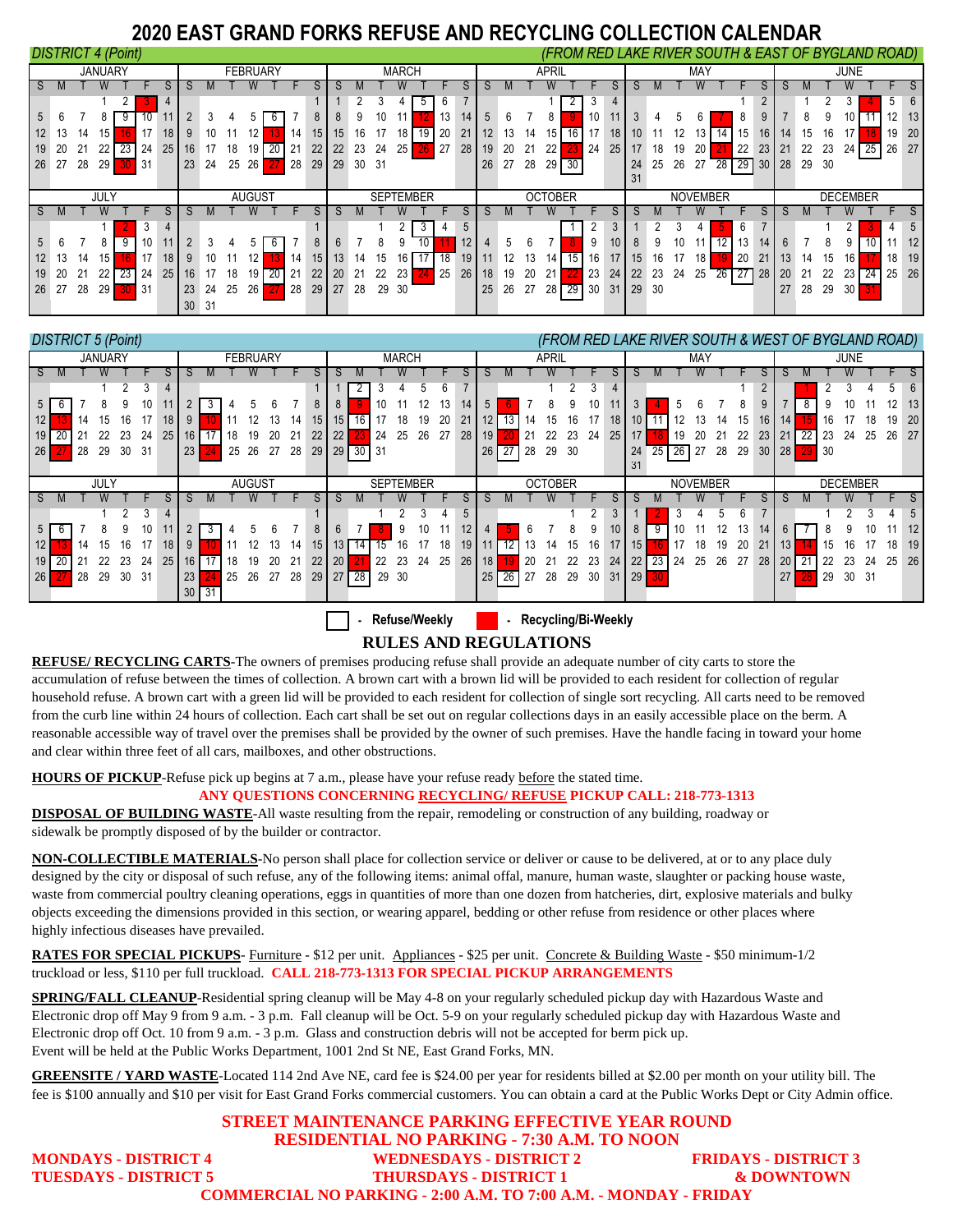# 2020 EAST GRAND FORKS REFUSE AND RECYCLING COLLECTION CALENDAR

## *DISTRICT 4 (Point)* — *(FROM RED LAKE RIVER SOUTH & EAST OF BYGLAND ROAD)*

JANUARY · FEBRUARY · MARCH · APRIL · MAY · JUNE · JULY · AUGUST · SEPTEMBER · OCTOBER · NOVEMBER · DECEMBER

## *DISTRICT 5 (Point)* — *(FROM RED LAKE RIVER SOUTH & WEST OF BYGLAND ROAD)*

JANUARY · FEBRUARY · MARCH · APRIL · MAY · JUNE · JULY · AUGUST · SEPTEMBER · OCTOBER · NOVEMBER · DECEMBER

- **Refuse/Weekly**
- **Recycling/Bi-Weekly**

## RULES AND REGULATIONS

**REFUSE/ RECYCLING CARTS**-The owners of premises producing refuse shall provide an adequate number of city carts to store the accumulation of refuse between the times of collection. A brown cart with a brown lid will be provided to each resident for collection of regular household refuse. A brown cart with a green lid will be provided to each resident for collection of single sort recycling. All carts need to be removed from the curb line within 24 hours of collection. Each cart shall be set out on regular collections days in an easily accessible place on the berm. A reasonable accessible way of travel over the premises shall be provided by the owner of such premises. Have the handle facing in toward your home and clear within three feet of all cars, mailboxes, and other obstructions.

**HOURS OF PICKUP**-Refuse pick up begins at 7 a.m., please have your refuse ready before the stated time.

**ANY QUESTIONS CONCERNING RECYCLING/ REFUSE PICKUP CALL: 218-773-1313**

**DISPOSAL OF BUILDING WASTE**-All waste resulting from the repair, remodeling or construction of any building, roadway or sidewalk be promptly disposed of by the builder or contractor.

**NON-COLLECTIBLE MATERIALS**-No person shall place for collection service or deliver or cause to be delivered, at or to any place duly designed by the city or disposal of such refuse, any of the following items: animal offal, manure, human waste, slaughter or packing house waste, waste from commercial poultry cleaning operations, eggs in quantities of more than one dozen from hatcheries, dirt, explosive materials and bulky objects exceeding the dimensions provided in this section, or wearing apparel, bedding or other refuse from residence or other places where highly infectious diseases have prevailed.

**RATES FOR SPECIAL PICKUPS**- Furniture - $12 per unit. Appliances - $25 per unit. Concrete & Building Waste - $50 minimum-1/2 truckload or less, $110 per full truckload. **CALL 218-773-1313 FOR SPECIAL PICKUP ARRANGEMENTS**

**SPRING/FALL CLEANUP**-Residential spring cleanup will be May 4-8 on your regularly scheduled pickup day with Hazardous Waste and Electronic drop off May 9 from 9 a.m. - 3 p.m. Fall cleanup will be Oct. 5-9 on your regularly scheduled pickup day with Hazardous Waste and Electronic drop off Oct. 10 from 9 a.m. - 3 p.m. Glass and construction debris will not be accepted for berm pick up. Event will be held at the Public Works Department, 1001 2nd St NE, East Grand Forks, MN.

**GREENSITE / YARD WASTE**-Located 114 2nd Ave NE, card fee is $24.00 per year for residents billed at $2.00 per month on your utility bill. The fee is $100 annually and $10 per visit for East Grand Forks commercial customers. You can obtain a card at the Public Works Dept or City Admin office.

**STREET MAINTENANCE PARKING EFFECTIVE YEAR ROUND**
**RESIDENTIAL NO PARKING - 7:30 A.M. TO NOON**

**MONDAYS - DISTRICT 4**
**TUESDAYS - DISTRICT 5**
**WEDNESDAYS - DISTRICT 2**
**THURSDAYS - DISTRICT 1**
**FRIDAYS - DISTRICT 3 & DOWNTOWN**

**COMMERCIAL NO PARKING - 2:00 A.M. TO 7:00 A.M. - MONDAY - FRIDAY**